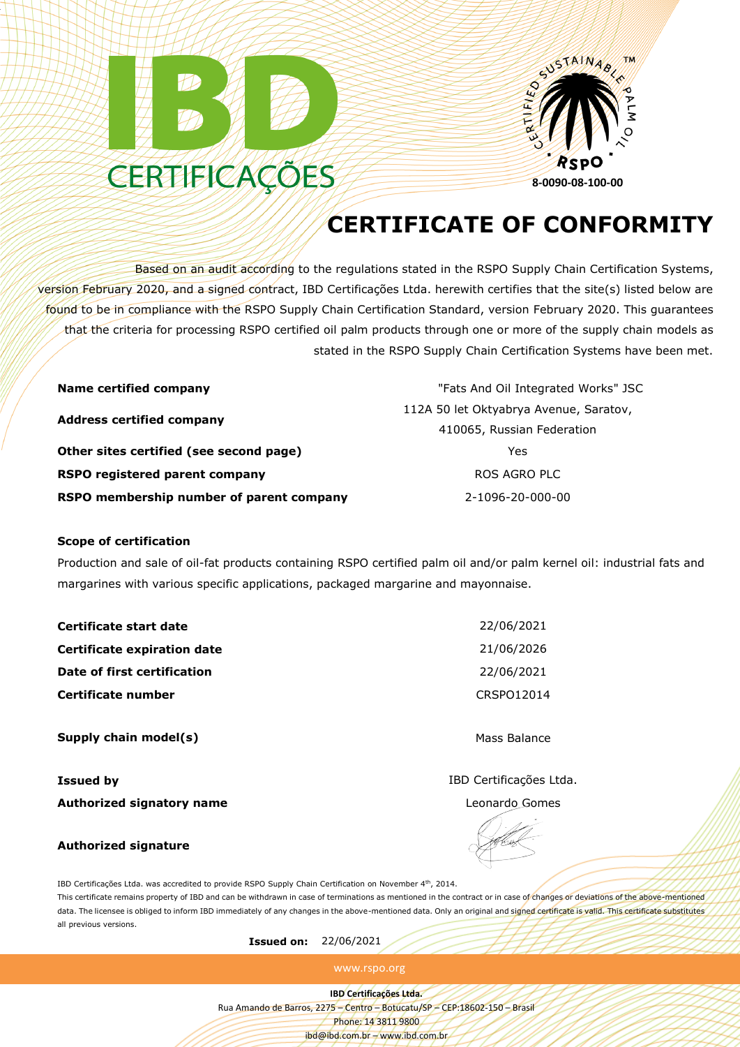IBD CERTIFICAÇÕES

CERTIFIED SUSTAINABLE PALM OIL™ RSPO 8-0090-08-100-00

# CERTIFICATE OF CONFORMITY

Based on an audit according to the regulations stated in the RSPO Supply Chain Certification Systems, version February 2020, and a signed contract, IBD Certificações Ltda. herewith certifies that the site(s) listed below are found to be in compliance with the RSPO Supply Chain Certification Standard, version February 2020. This guarantees that the criteria for processing RSPO certified oil palm products through one or more of the supply chain models as stated in the RSPO Supply Chain Certification Systems have been met.

| | |
|---|---|
| **Name certified company** | "Fats And Oil Integrated Works" JSC |
| **Address certified company** | 112A 50 let Oktyabrya Avenue, Saratov, 410065, Russian Federation |
| **Other sites certified (see second page)** | Yes |
| **RSPO registered parent company** | ROS AGRO PLC |
| **RSPO membership number of parent company** | 2-1096-20-000-00 |

**Scope of certification**

Production and sale of oil-fat products containing RSPO certified palm oil and/or palm kernel oil: industrial fats and margarines with various specific applications, packaged margarine and mayonnaise.

| | |
|---|---|
| **Certificate start date** | 22/06/2021 |
| **Certificate expiration date** | 21/06/2026 |
| **Date of first certification** | 22/06/2021 |
| **Certificate number** | CRSPO12014 |
| **Supply chain model(s)** | Mass Balance |
| **Issued by** | IBD Certificações Ltda. |
| **Authorized signatory name** | Leonardo Gomes |
| **Authorized signature** | |

IBD Certificações Ltda. was accredited to provide RSPO Supply Chain Certification on November 4th, 2014.

This certificate remains property of IBD and can be withdrawn in case of terminations as mentioned in the contract or in case of changes or deviations of the above-mentioned data. The licensee is obliged to inform IBD immediately of any changes in the above-mentioned data. Only an original and signed certificate is valid. This certificate substitutes all previous versions.

**Issued on:** 22/06/2021

www.rspo.org

**IBD Certificações Ltda.**
Rua Amando de Barros, 2275 – Centro – Botucatu/SP – CEP:18602-150 – Brasil
Phone: 14 3811 9800
ibd@ibd.com.br – www.ibd.com.br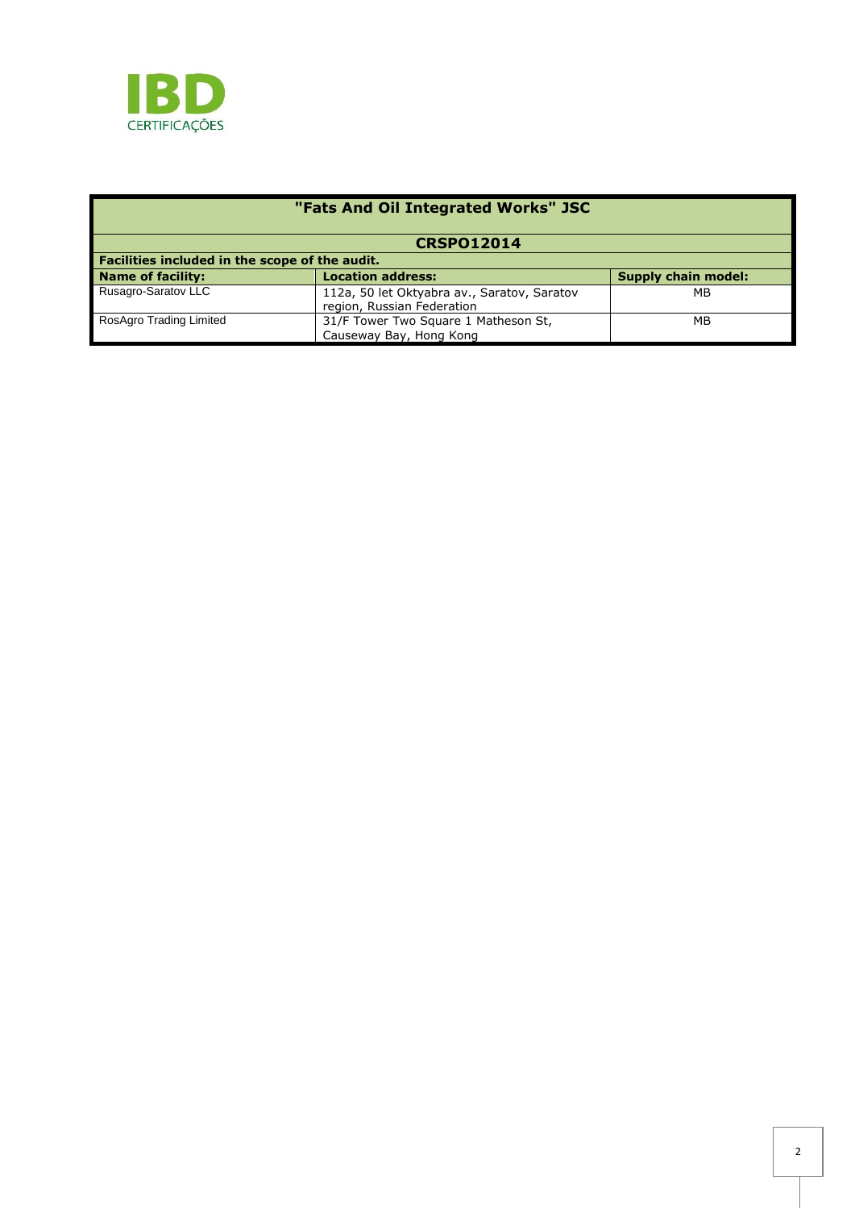IBD
CERTIFICAÇÕES

| "Fats And Oil Integrated Works" JSC | | |
|---|---|---|
| **CRSPO12014** | | |
| **Facilities included in the scope of the audit.** | | |
| **Name of facility:** | **Location address:** | **Supply chain model:** |
| Rusagro-Saratov LLC | 112a, 50 let Oktyabra av., Saratov, Saratov region, Russian Federation | MB |
| RosAgro Trading Limited | 31/F Tower Two Square 1 Matheson St, Causeway Bay, Hong Kong | MB |